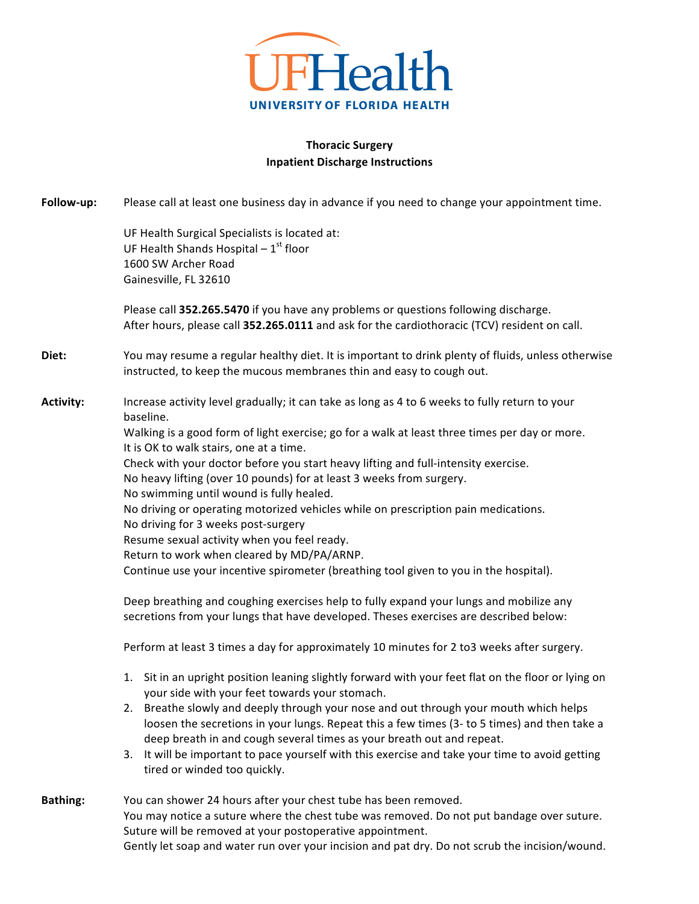UFHealth
UNIVERSITY OF FLORIDA HEALTH

**Thoracic Surgery**
**Inpatient Discharge Instructions**

**Follow-up:** Please call at least one business day in advance if you need to change your appointment time.

UF Health Surgical Specialists is located at:
UF Health Shands Hospital – 1st floor
1600 SW Archer Road
Gainesville, FL 32610

Please call **352.265.5470** if you have any problems or questions following discharge.
After hours, please call **352.265.0111** and ask for the cardiothoracic (TCV) resident on call.

**Diet:** You may resume a regular healthy diet. It is important to drink plenty of fluids, unless otherwise instructed, to keep the mucous membranes thin and easy to cough out.

**Activity:** Increase activity level gradually; it can take as long as 4 to 6 weeks to fully return to your baseline.
Walking is a good form of light exercise; go for a walk at least three times per day or more.
It is OK to walk stairs, one at a time.
Check with your doctor before you start heavy lifting and full-intensity exercise.
No heavy lifting (over 10 pounds) for at least 3 weeks from surgery.
No swimming until wound is fully healed.
No driving or operating motorized vehicles while on prescription pain medications.
No driving for 3 weeks post-surgery
Resume sexual activity when you feel ready.
Return to work when cleared by MD/PA/ARNP.
Continue use your incentive spirometer (breathing tool given to you in the hospital).

Deep breathing and coughing exercises help to fully expand your lungs and mobilize any secretions from your lungs that have developed. Theses exercises are described below:

Perform at least 3 times a day for approximately 10 minutes for 2 to3 weeks after surgery.

1. Sit in an upright position leaning slightly forward with your feet flat on the floor or lying on your side with your feet towards your stomach.
2. Breathe slowly and deeply through your nose and out through your mouth which helps loosen the secretions in your lungs. Repeat this a few times (3- to 5 times) and then take a deep breath in and cough several times as your breath out and repeat.
3. It will be important to pace yourself with this exercise and take your time to avoid getting tired or winded too quickly.

**Bathing:** You can shower 24 hours after your chest tube has been removed.
You may notice a suture where the chest tube was removed. Do not put bandage over suture.
Suture will be removed at your postoperative appointment.
Gently let soap and water run over your incision and pat dry. Do not scrub the incision/wound.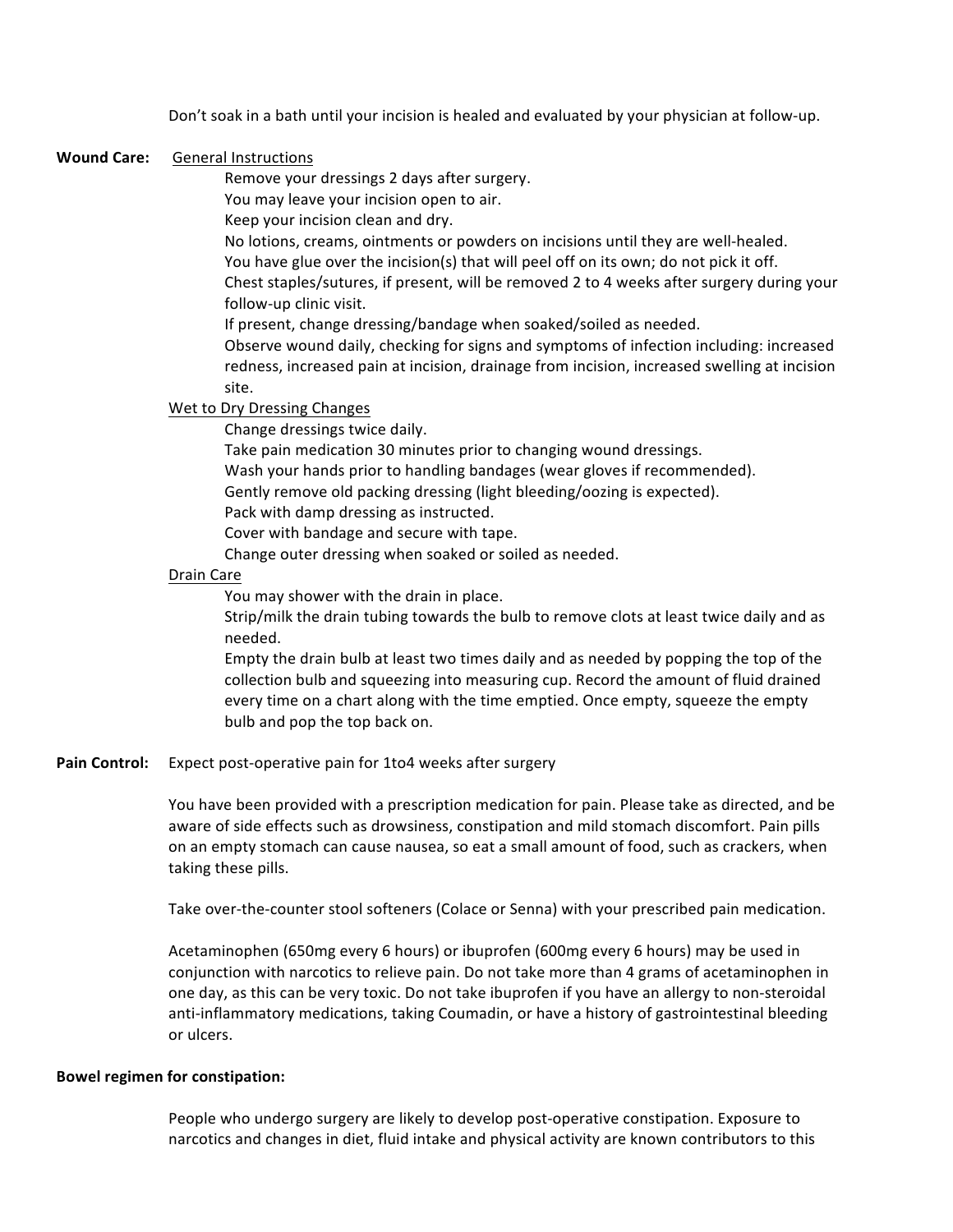Don't soak in a bath until your incision is healed and evaluated by your physician at follow-up.

**Wound Care:**

General Instructions

- Remove your dressings 2 days after surgery.
- You may leave your incision open to air.
- Keep your incision clean and dry.
- No lotions, creams, ointments or powders on incisions until they are well-healed.
- You have glue over the incision(s) that will peel off on its own; do not pick it off.
- Chest staples/sutures, if present, will be removed 2 to 4 weeks after surgery during your follow-up clinic visit.
- If present, change dressing/bandage when soaked/soiled as needed.
- Observe wound daily, checking for signs and symptoms of infection including: increased redness, increased pain at incision, drainage from incision, increased swelling at incision site.

Wet to Dry Dressing Changes

- Change dressings twice daily.
- Take pain medication 30 minutes prior to changing wound dressings.
- Wash your hands prior to handling bandages (wear gloves if recommended).
- Gently remove old packing dressing (light bleeding/oozing is expected).
- Pack with damp dressing as instructed.
- Cover with bandage and secure with tape.
- Change outer dressing when soaked or soiled as needed.

Drain Care

- You may shower with the drain in place.
- Strip/milk the drain tubing towards the bulb to remove clots at least twice daily and as needed.
- Empty the drain bulb at least two times daily and as needed by popping the top of the collection bulb and squeezing into measuring cup. Record the amount of fluid drained every time on a chart along with the time emptied. Once empty, squeeze the empty bulb and pop the top back on.

**Pain Control:** Expect post-operative pain for 1to4 weeks after surgery

You have been provided with a prescription medication for pain. Please take as directed, and be aware of side effects such as drowsiness, constipation and mild stomach discomfort. Pain pills on an empty stomach can cause nausea, so eat a small amount of food, such as crackers, when taking these pills.

Take over-the-counter stool softeners (Colace or Senna) with your prescribed pain medication.

Acetaminophen (650mg every 6 hours) or ibuprofen (600mg every 6 hours) may be used in conjunction with narcotics to relieve pain. Do not take more than 4 grams of acetaminophen in one day, as this can be very toxic. Do not take ibuprofen if you have an allergy to non-steroidal anti-inflammatory medications, taking Coumadin, or have a history of gastrointestinal bleeding or ulcers.

**Bowel regimen for constipation:**

People who undergo surgery are likely to develop post-operative constipation. Exposure to narcotics and changes in diet, fluid intake and physical activity are known contributors to this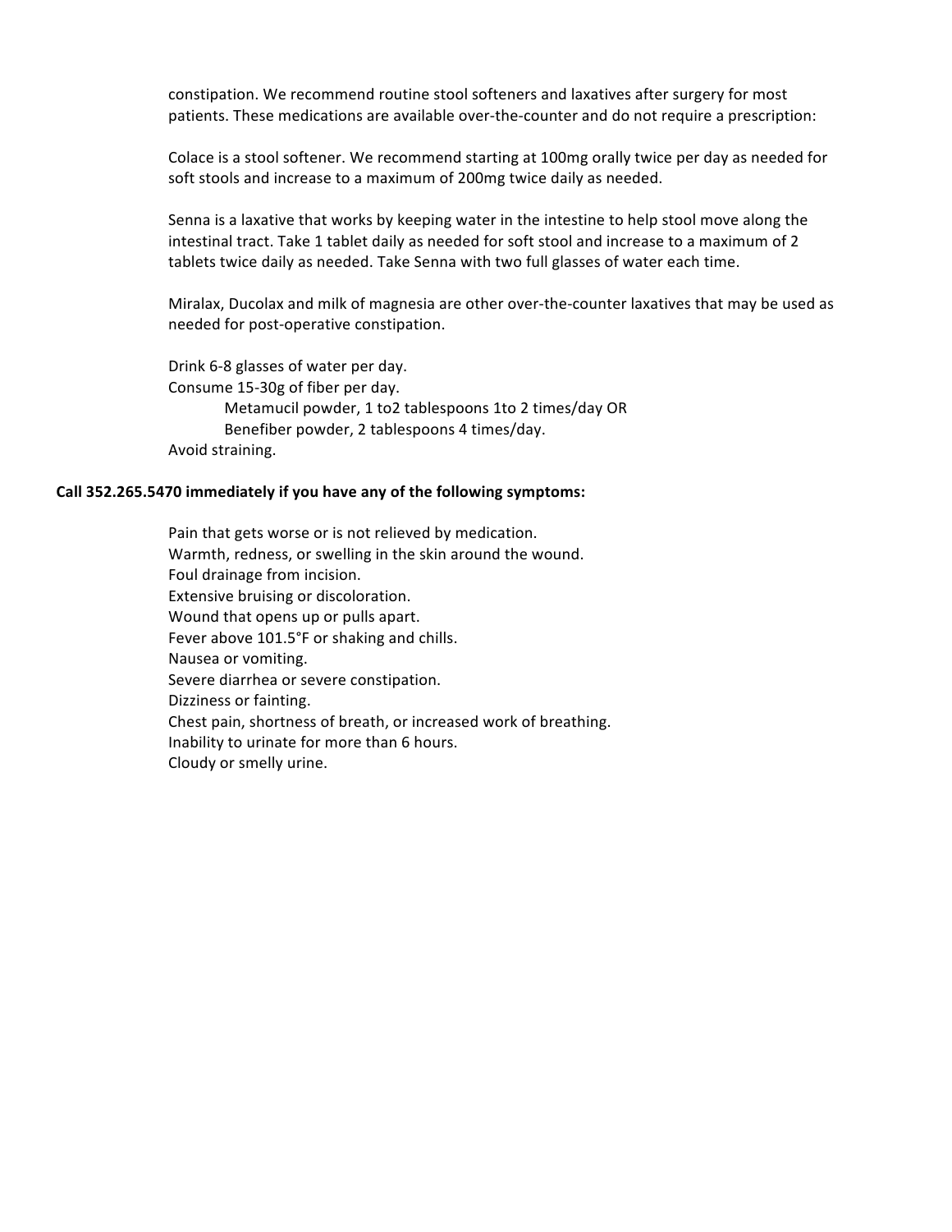constipation. We recommend routine stool softeners and laxatives after surgery for most patients. These medications are available over-the-counter and do not require a prescription:

Colace is a stool softener. We recommend starting at 100mg orally twice per day as needed for soft stools and increase to a maximum of 200mg twice daily as needed.

Senna is a laxative that works by keeping water in the intestine to help stool move along the intestinal tract. Take 1 tablet daily as needed for soft stool and increase to a maximum of 2 tablets twice daily as needed. Take Senna with two full glasses of water each time.

Miralax, Ducolax and milk of magnesia are other over-the-counter laxatives that may be used as needed for post-operative constipation.

Drink 6-8 glasses of water per day.
Consume 15-30g of fiber per day.
- Metamucil powder, 1 to2 tablespoons 1to 2 times/day OR
- Benefiber powder, 2 tablespoons 4 times/day.

Avoid straining.

**Call 352.265.5470 immediately if you have any of the following symptoms:**

Pain that gets worse or is not relieved by medication.
Warmth, redness, or swelling in the skin around the wound.
Foul drainage from incision.
Extensive bruising or discoloration.
Wound that opens up or pulls apart.
Fever above 101.5°F or shaking and chills.
Nausea or vomiting.
Severe diarrhea or severe constipation.
Dizziness or fainting.
Chest pain, shortness of breath, or increased work of breathing.
Inability to urinate for more than 6 hours.
Cloudy or smelly urine.